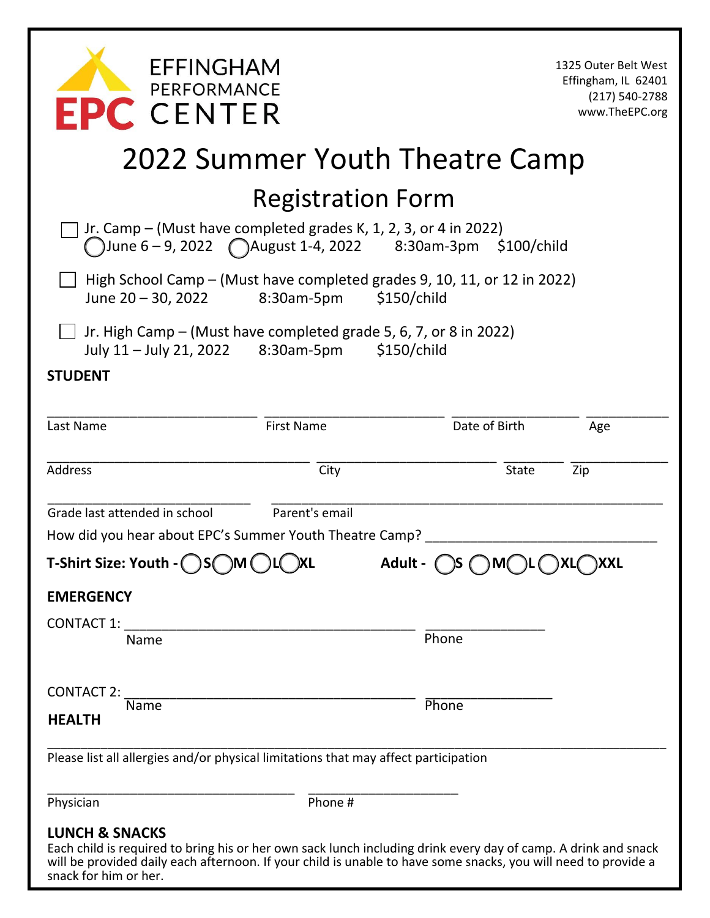EFFINGHAM PERFORMANCE CENTER

EPC

1325 Outer Belt West
Effingham, IL 62401
(217) 540-2788
www.TheEPC.org

# 2022 Summer Youth Theatre Camp

## Registration Form

☐ Jr. Camp – (Must have completed grades K, 1, 2, 3, or 4 in 2022)
◯ June 6 – 9, 2022 ◯ August 1-4, 2022 8:30am-3pm $100/child

☐ High School Camp – (Must have completed grades 9, 10, 11, or 12 in 2022)
June 20 – 30, 2022 8:30am-5pm $150/child

☐ Jr. High Camp – (Must have completed grade 5, 6, 7, or 8 in 2022)
July 11 – July 21, 2022 8:30am-5pm $150/child

**STUDENT**

___________________________ ___________________________ ________________ __________
Last Name First Name Date of Birth Age

___________________________________ ___________________________ ________ ____________
Address City State Zip

___________________________ ___________________________________________________
Grade last attended in school Parent's email

How did you hear about EPC's Summer Youth Theatre Camp? ______________________________

**T-Shirt Size: Youth - ◯S ◯M ◯L ◯XL** **Adult - ◯S ◯M ◯L ◯XL ◯XXL**

**EMERGENCY**

CONTACT 1: ______________________________________ ________________
Name Phone

CONTACT 2: ______________________________________ ________________
Name Phone

**HEALTH**

_______________________________________________________________________________
Please list all allergies and/or physical limitations that may affect participation

_________________________________ ____________________
Physician Phone #

**LUNCH & SNACKS**

Each child is required to bring his or her own sack lunch including drink every day of camp. A drink and snack will be provided daily each afternoon. If your child is unable to have some snacks, you will need to provide a snack for him or her.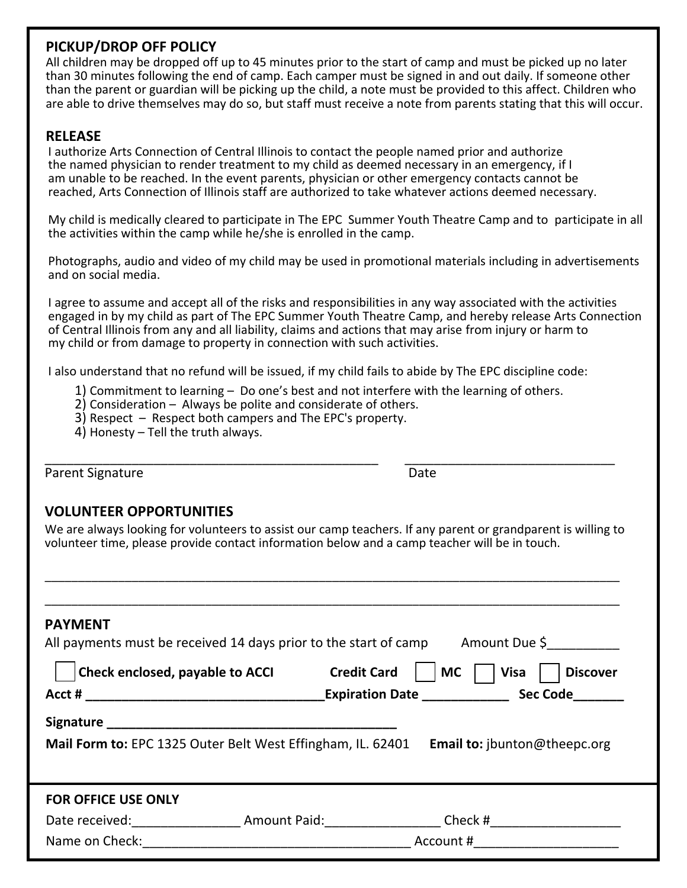## PICKUP/DROP OFF POLICY

All children may be dropped off up to 45 minutes prior to the start of camp and must be picked up no later than 30 minutes following the end of camp. Each camper must be signed in and out daily. If someone other than the parent or guardian will be picking up the child, a note must be provided to this affect. Children who are able to drive themselves may do so, but staff must receive a note from parents stating that this will occur.

## RELEASE

I authorize Arts Connection of Central Illinois to contact the people named prior and authorize the named physician to render treatment to my child as deemed necessary in an emergency, if I am unable to be reached. In the event parents, physician or other emergency contacts cannot be reached, Arts Connection of Illinois staff are authorized to take whatever actions deemed necessary.

My child is medically cleared to participate in The EPC Summer Youth Theatre Camp and to participate in all the activities within the camp while he/she is enrolled in the camp.

Photographs, audio and video of my child may be used in promotional materials including in advertisements and on social media.

I agree to assume and accept all of the risks and responsibilities in any way associated with the activities engaged in by my child as part of The EPC Summer Youth Theatre Camp, and hereby release Arts Connection of Central Illinois from any and all liability, claims and actions that may arise from injury or harm to my child or from damage to property in connection with such activities.

I also understand that no refund will be issued, if my child fails to abide by The EPC discipline code:

1) Commitment to learning – Do one's best and not interfere with the learning of others.
2) Consideration – Always be polite and considerate of others.
3) Respect – Respect both campers and The EPC's property.
4) Honesty – Tell the truth always.

_______________________________________________ _____________________________

Parent Signature Date

## VOLUNTEER OPPORTUNITIES

We are always looking for volunteers to assist our camp teachers. If any parent or grandparent is willing to volunteer time, please provide contact information below and a camp teacher will be in touch.

_____________________________________________________________________________

_____________________________________________________________________________

## PAYMENT

All payments must be received 14 days prior to the start of camp Amount Due $__________

☐ **Check enclosed, payable to ACCI** **Credit Card** ☐ **MC** ☐ **Visa** ☐ **Discover**

**Acct #** ________________________________**Expiration Date** ____________ **Sec Code**_______

**Signature** _________________________________________

**Mail Form to:** EPC 1325 Outer Belt West Effingham, IL. 62401 **Email to:** jbunton@theepc.org

**FOR OFFICE USE ONLY**

Date received:_______________ Amount Paid:_______________ Check #_________________

Name on Check:____________________________________ Account #___________________